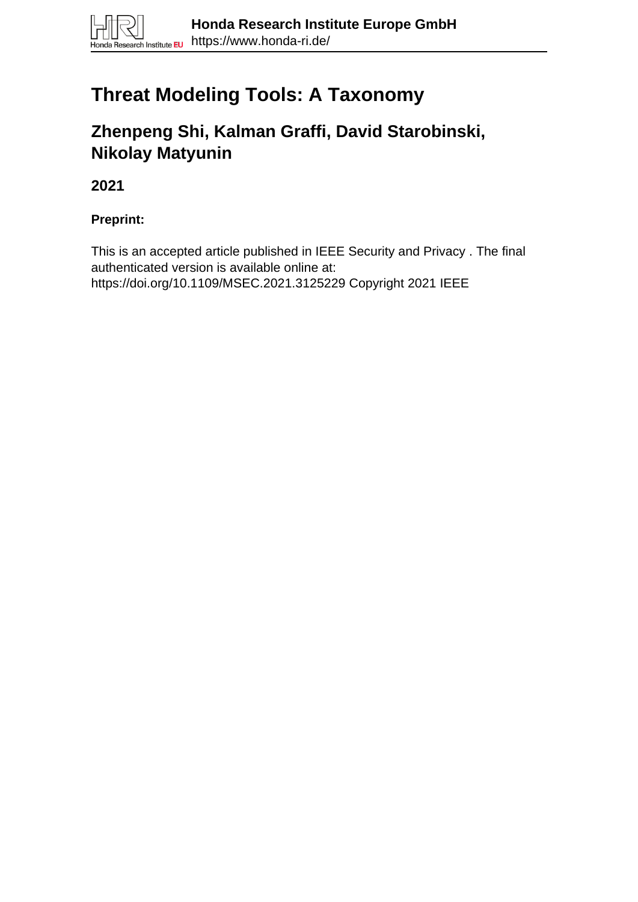Honda Research Institute Europe GmbH
https://www.honda-ri.de/

# Threat Modeling Tools: A Taxonomy

## Zhenpeng Shi, Kalman Graffi, David Starobinski, Nikolay Matyunin

**2021**

**Preprint:**

This is an accepted article published in IEEE Security and Privacy . The final authenticated version is available online at:
https://doi.org/10.1109/MSEC.2021.3125229 Copyright 2021 IEEE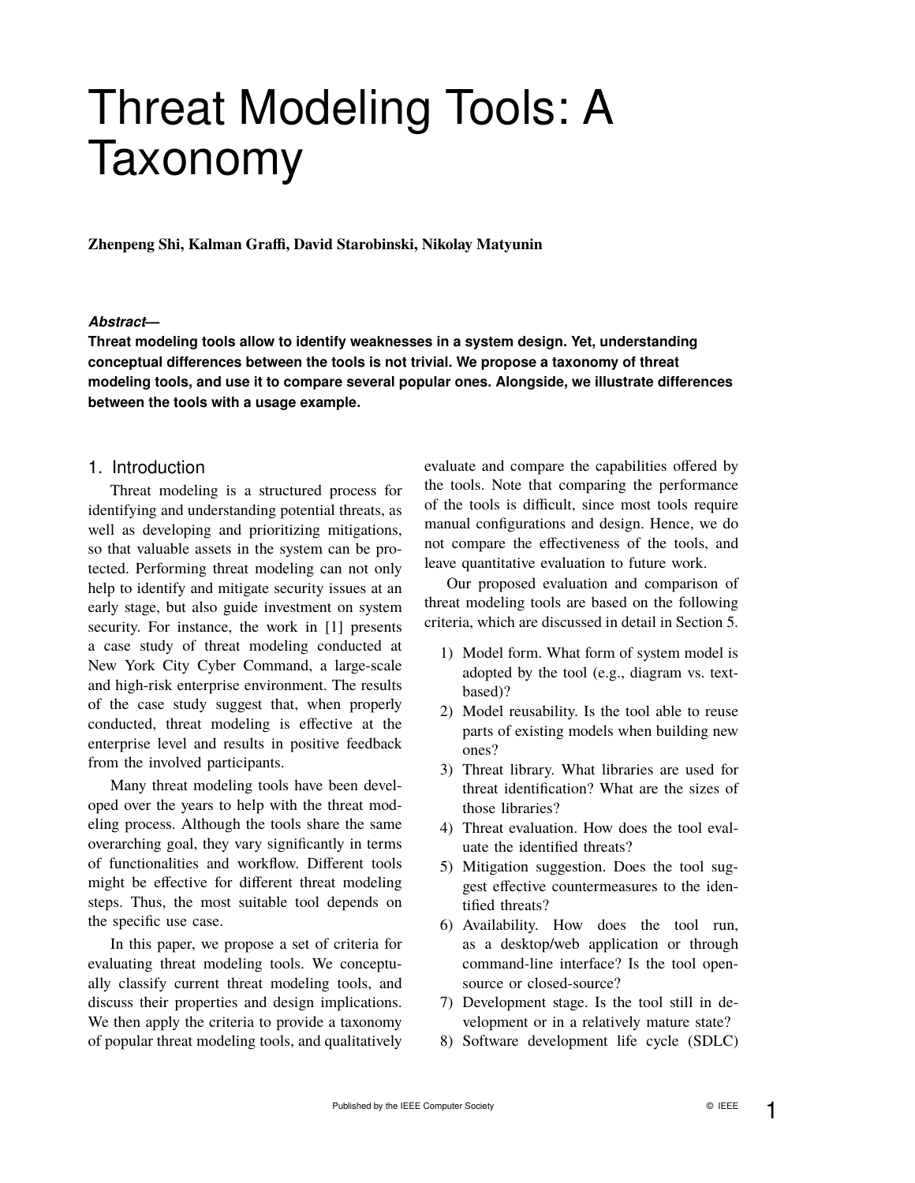# Threat Modeling Tools: A Taxonomy

**Zhenpeng Shi, Kalman Graffi, David Starobinski, Nikolay Matyunin**

***Abstract—***

**Threat modeling tools allow to identify weaknesses in a system design. Yet, understanding conceptual differences between the tools is not trivial. We propose a taxonomy of threat modeling tools, and use it to compare several popular ones. Alongside, we illustrate differences between the tools with a usage example.**

## 1. Introduction

Threat modeling is a structured process for identifying and understanding potential threats, as well as developing and prioritizing mitigations, so that valuable assets in the system can be protected. Performing threat modeling can not only help to identify and mitigate security issues at an early stage, but also guide investment on system security. For instance, the work in [1] presents a case study of threat modeling conducted at New York City Cyber Command, a large-scale and high-risk enterprise environment. The results of the case study suggest that, when properly conducted, threat modeling is effective at the enterprise level and results in positive feedback from the involved participants.

Many threat modeling tools have been developed over the years to help with the threat modeling process. Although the tools share the same overarching goal, they vary significantly in terms of functionalities and workflow. Different tools might be effective for different threat modeling steps. Thus, the most suitable tool depends on the specific use case.

In this paper, we propose a set of criteria for evaluating threat modeling tools. We conceptually classify current threat modeling tools, and discuss their properties and design implications. We then apply the criteria to provide a taxonomy of popular threat modeling tools, and qualitatively evaluate and compare the capabilities offered by the tools. Note that comparing the performance of the tools is difficult, since most tools require manual configurations and design. Hence, we do not compare the effectiveness of the tools, and leave quantitative evaluation to future work.

Our proposed evaluation and comparison of threat modeling tools are based on the following criteria, which are discussed in detail in Section 5.

1) Model form. What form of system model is adopted by the tool (e.g., diagram vs. text-based)?
2) Model reusability. Is the tool able to reuse parts of existing models when building new ones?
3) Threat library. What libraries are used for threat identification? What are the sizes of those libraries?
4) Threat evaluation. How does the tool evaluate the identified threats?
5) Mitigation suggestion. Does the tool suggest effective countermeasures to the identified threats?
6) Availability. How does the tool run, as a desktop/web application or through command-line interface? Is the tool open-source or closed-source?
7) Development stage. Is the tool still in development or in a relatively mature state?
8) Software development life cycle (SDLC)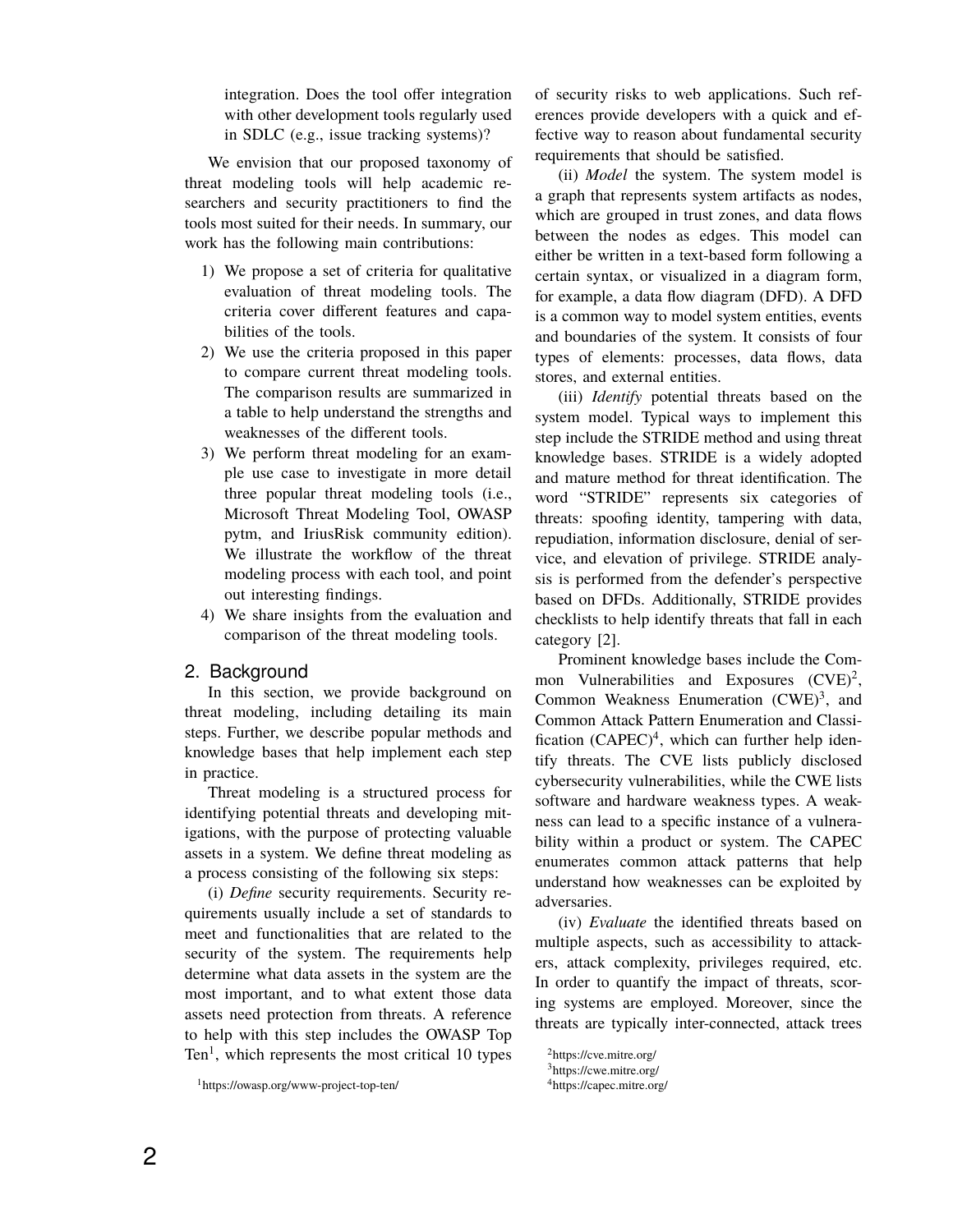integration. Does the tool offer integration with other development tools regularly used in SDLC (e.g., issue tracking systems)?

We envision that our proposed taxonomy of threat modeling tools will help academic researchers and security practitioners to find the tools most suited for their needs. In summary, our work has the following main contributions:

1) We propose a set of criteria for qualitative evaluation of threat modeling tools. The criteria cover different features and capabilities of the tools.
2) We use the criteria proposed in this paper to compare current threat modeling tools. The comparison results are summarized in a table to help understand the strengths and weaknesses of the different tools.
3) We perform threat modeling for an example use case to investigate in more detail three popular threat modeling tools (i.e., Microsoft Threat Modeling Tool, OWASP pytm, and IriusRisk community edition). We illustrate the workflow of the threat modeling process with each tool, and point out interesting findings.
4) We share insights from the evaluation and comparison of the threat modeling tools.

## 2. Background

In this section, we provide background on threat modeling, including detailing its main steps. Further, we describe popular methods and knowledge bases that help implement each step in practice.

Threat modeling is a structured process for identifying potential threats and developing mitigations, with the purpose of protecting valuable assets in a system. We define threat modeling as a process consisting of the following six steps:

(i) *Define* security requirements. Security requirements usually include a set of standards to meet and functionalities that are related to the security of the system. The requirements help determine what data assets in the system are the most important, and to what extent those data assets need protection from threats. A reference to help with this step includes the OWASP Top Ten[1], which represents the most critical 10 types of security risks to web applications. Such references provide developers with a quick and effective way to reason about fundamental security requirements that should be satisfied.

(ii) *Model* the system. The system model is a graph that represents system artifacts as nodes, which are grouped in trust zones, and data flows between the nodes as edges. This model can either be written in a text-based form following a certain syntax, or visualized in a diagram form, for example, a data flow diagram (DFD). A DFD is a common way to model system entities, events and boundaries of the system. It consists of four types of elements: processes, data flows, data stores, and external entities.

(iii) *Identify* potential threats based on the system model. Typical ways to implement this step include the STRIDE method and using threat knowledge bases. STRIDE is a widely adopted and mature method for threat identification. The word "STRIDE" represents six categories of threats: spoofing identity, tampering with data, repudiation, information disclosure, denial of service, and elevation of privilege. STRIDE analysis is performed from the defender's perspective based on DFDs. Additionally, STRIDE provides checklists to help identify threats that fall in each category [2].

Prominent knowledge bases include the Common Vulnerabilities and Exposures (CVE)[2], Common Weakness Enumeration (CWE)[3], and Common Attack Pattern Enumeration and Classification (CAPEC)[4], which can further help identify threats. The CVE lists publicly disclosed cybersecurity vulnerabilities, while the CWE lists software and hardware weakness types. A weakness can lead to a specific instance of a vulnerability within a product or system. The CAPEC enumerates common attack patterns that help understand how weaknesses can be exploited by adversaries.

(iv) *Evaluate* the identified threats based on multiple aspects, such as accessibility to attackers, attack complexity, privileges required, etc. In order to quantify the impact of threats, scoring systems are employed. Moreover, since the threats are typically inter-connected, attack trees

[1] https://owasp.org/www-project-top-ten/

[2] https://cve.mitre.org/

[3] https://cwe.mitre.org/

[4] https://capec.mitre.org/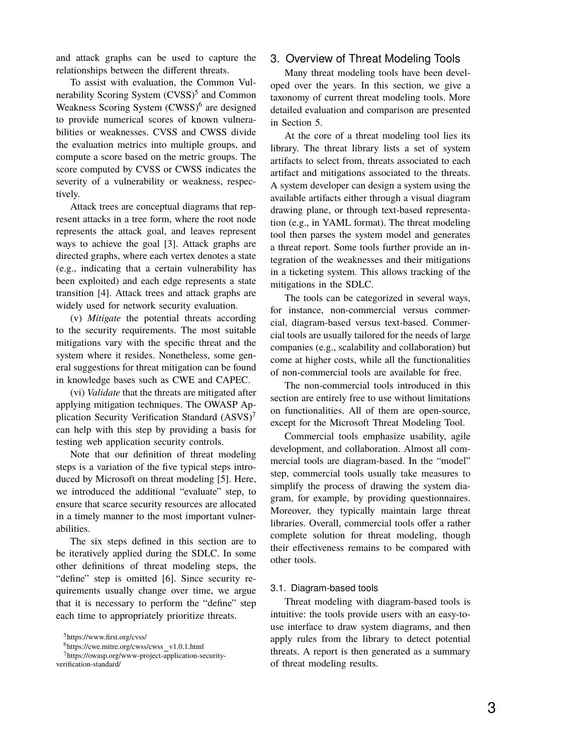and attack graphs can be used to capture the relationships between the different threats.

To assist with evaluation, the Common Vulnerability Scoring System (CVSS)[5] and Common Weakness Scoring System (CWSS)[6] are designed to provide numerical scores of known vulnerabilities or weaknesses. CVSS and CWSS divide the evaluation metrics into multiple groups, and compute a score based on the metric groups. The score computed by CVSS or CWSS indicates the severity of a vulnerability or weakness, respectively.

Attack trees are conceptual diagrams that represent attacks in a tree form, where the root node represents the attack goal, and leaves represent ways to achieve the goal [3]. Attack graphs are directed graphs, where each vertex denotes a state (e.g., indicating that a certain vulnerability has been exploited) and each edge represents a state transition [4]. Attack trees and attack graphs are widely used for network security evaluation.

(v) *Mitigate* the potential threats according to the security requirements. The most suitable mitigations vary with the specific threat and the system where it resides. Nonetheless, some general suggestions for threat mitigation can be found in knowledge bases such as CWE and CAPEC.

(vi) *Validate* that the threats are mitigated after applying mitigation techniques. The OWASP Application Security Verification Standard (ASVS)[7] can help with this step by providing a basis for testing web application security controls.

Note that our definition of threat modeling steps is a variation of the five typical steps introduced by Microsoft on threat modeling [5]. Here, we introduced the additional "evaluate" step, to ensure that scarce security resources are allocated in a timely manner to the most important vulnerabilities.

The six steps defined in this section are to be iteratively applied during the SDLC. In some other definitions of threat modeling steps, the "define" step is omitted [6]. Since security requirements usually change over time, we argue that it is necessary to perform the "define" step each time to appropriately prioritize threats.

[5] https://www.first.org/cvss/

[6] https://cwe.mitre.org/cwss/cwss_v1.0.1.html

[7] https://owasp.org/www-project-application-security-verification-standard/

## 3. Overview of Threat Modeling Tools

Many threat modeling tools have been developed over the years. In this section, we give a taxonomy of current threat modeling tools. More detailed evaluation and comparison are presented in Section 5.

At the core of a threat modeling tool lies its library. The threat library lists a set of system artifacts to select from, threats associated to each artifact and mitigations associated to the threats. A system developer can design a system using the available artifacts either through a visual diagram drawing plane, or through text-based representation (e.g., in YAML format). The threat modeling tool then parses the system model and generates a threat report. Some tools further provide an integration of the weaknesses and their mitigations in a ticketing system. This allows tracking of the mitigations in the SDLC.

The tools can be categorized in several ways, for instance, non-commercial versus commercial, diagram-based versus text-based. Commercial tools are usually tailored for the needs of large companies (e.g., scalability and collaboration) but come at higher costs, while all the functionalities of non-commercial tools are available for free.

The non-commercial tools introduced in this section are entirely free to use without limitations on functionalities. All of them are open-source, except for the Microsoft Threat Modeling Tool.

Commercial tools emphasize usability, agile development, and collaboration. Almost all commercial tools are diagram-based. In the "model" step, commercial tools usually take measures to simplify the process of drawing the system diagram, for example, by providing questionnaires. Moreover, they typically maintain large threat libraries. Overall, commercial tools offer a rather complete solution for threat modeling, though their effectiveness remains to be compared with other tools.

### 3.1. Diagram-based tools

Threat modeling with diagram-based tools is intuitive: the tools provide users with an easy-to-use interface to draw system diagrams, and then apply rules from the library to detect potential threats. A report is then generated as a summary of threat modeling results.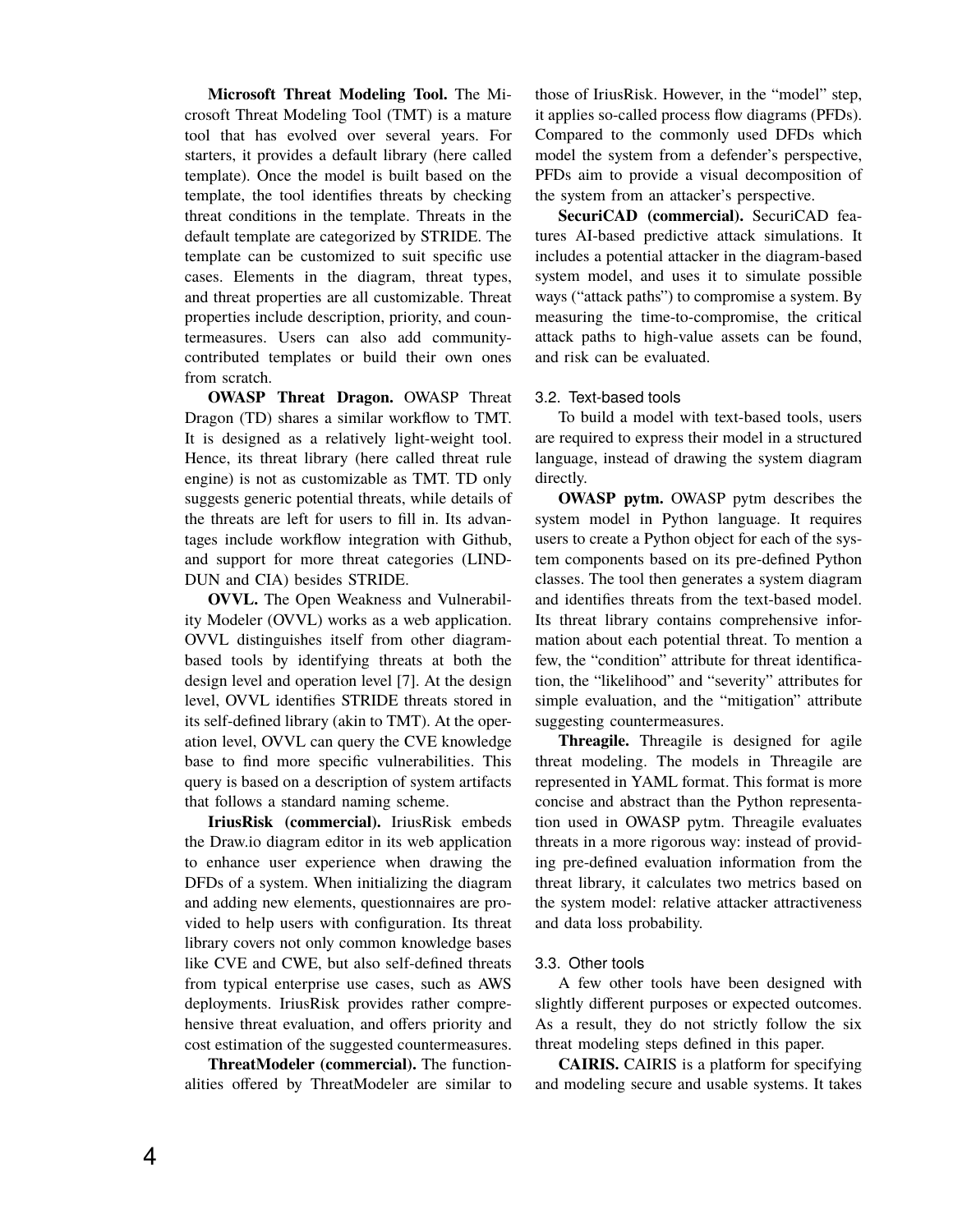**Microsoft Threat Modeling Tool.** The Microsoft Threat Modeling Tool (TMT) is a mature tool that has evolved over several years. For starters, it provides a default library (here called template). Once the model is built based on the template, the tool identifies threats by checking threat conditions in the template. Threats in the default template are categorized by STRIDE. The template can be customized to suit specific use cases. Elements in the diagram, threat types, and threat properties are all customizable. Threat properties include description, priority, and countermeasures. Users can also add community-contributed templates or build their own ones from scratch.

**OWASP Threat Dragon.** OWASP Threat Dragon (TD) shares a similar workflow to TMT. It is designed as a relatively light-weight tool. Hence, its threat library (here called threat rule engine) is not as customizable as TMT. TD only suggests generic potential threats, while details of the threats are left for users to fill in. Its advantages include workflow integration with Github, and support for more threat categories (LINDDUN and CIA) besides STRIDE.

**OVVL.** The Open Weakness and Vulnerability Modeler (OVVL) works as a web application. OVVL distinguishes itself from other diagram-based tools by identifying threats at both the design level and operation level [7]. At the design level, OVVL identifies STRIDE threats stored in its self-defined library (akin to TMT). At the operation level, OVVL can query the CVE knowledge base to find more specific vulnerabilities. This query is based on a description of system artifacts that follows a standard naming scheme.

**IriusRisk (commercial).** IriusRisk embeds the Draw.io diagram editor in its web application to enhance user experience when drawing the DFDs of a system. When initializing the diagram and adding new elements, questionnaires are provided to help users with configuration. Its threat library covers not only common knowledge bases like CVE and CWE, but also self-defined threats from typical enterprise use cases, such as AWS deployments. IriusRisk provides rather comprehensive threat evaluation, and offers priority and cost estimation of the suggested countermeasures.

**ThreatModeler (commercial).** The functionalities offered by ThreatModeler are similar to those of IriusRisk. However, in the "model" step, it applies so-called process flow diagrams (PFDs). Compared to the commonly used DFDs which model the system from a defender's perspective, PFDs aim to provide a visual decomposition of the system from an attacker's perspective.

**SecuriCAD (commercial).** SecuriCAD features AI-based predictive attack simulations. It includes a potential attacker in the diagram-based system model, and uses it to simulate possible ways ("attack paths") to compromise a system. By measuring the time-to-compromise, the critical attack paths to high-value assets can be found, and risk can be evaluated.

### 3.2. Text-based tools

To build a model with text-based tools, users are required to express their model in a structured language, instead of drawing the system diagram directly.

**OWASP pytm.** OWASP pytm describes the system model in Python language. It requires users to create a Python object for each of the system components based on its pre-defined Python classes. The tool then generates a system diagram and identifies threats from the text-based model. Its threat library contains comprehensive information about each potential threat. To mention a few, the "condition" attribute for threat identification, the "likelihood" and "severity" attributes for simple evaluation, and the "mitigation" attribute suggesting countermeasures.

**Threagile.** Threagile is designed for agile threat modeling. The models in Threagile are represented in YAML format. This format is more concise and abstract than the Python representation used in OWASP pytm. Threagile evaluates threats in a more rigorous way: instead of providing pre-defined evaluation information from the threat library, it calculates two metrics based on the system model: relative attacker attractiveness and data loss probability.

### 3.3. Other tools

A few other tools have been designed with slightly different purposes or expected outcomes. As a result, they do not strictly follow the six threat modeling steps defined in this paper.

**CAIRIS.** CAIRIS is a platform for specifying and modeling secure and usable systems. It takes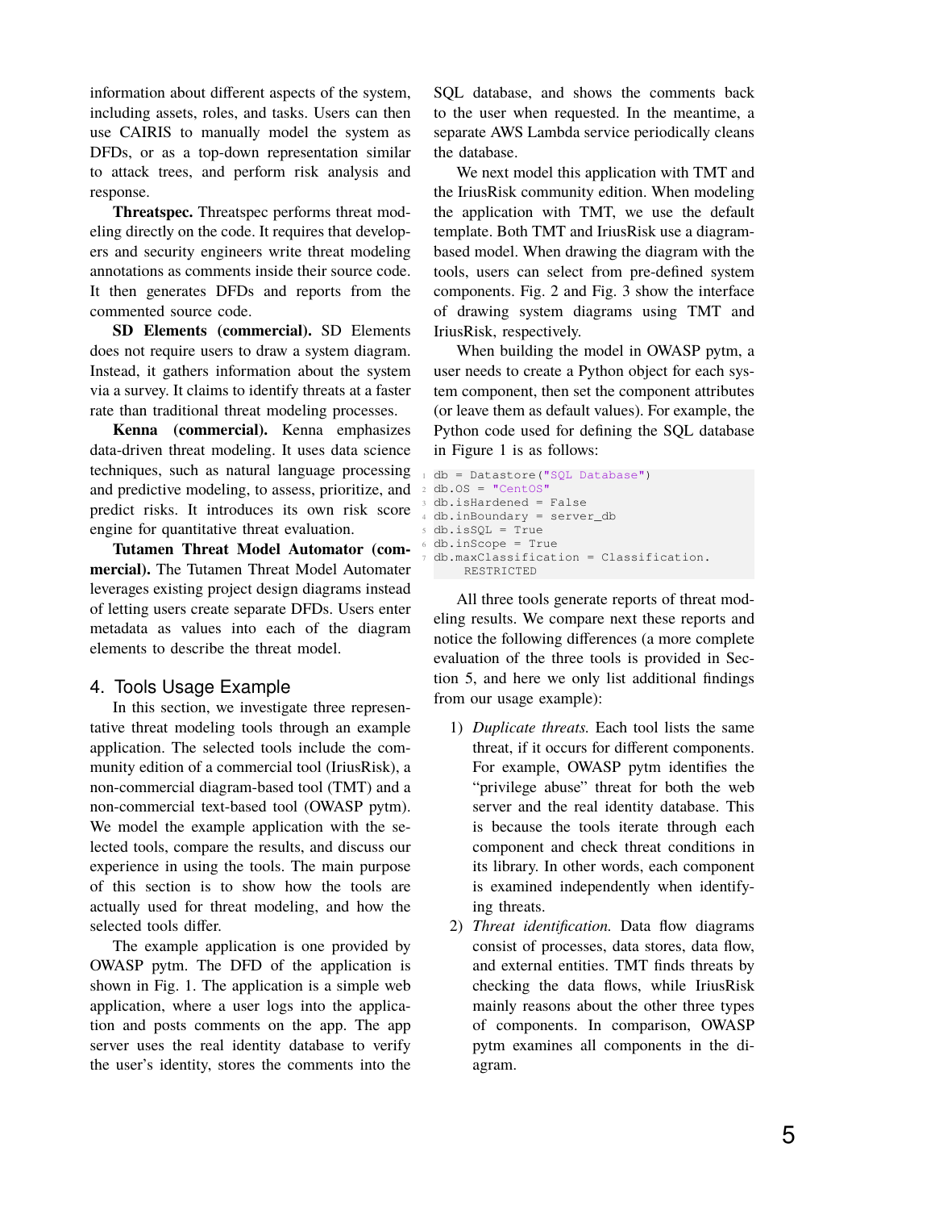information about different aspects of the system, including assets, roles, and tasks. Users can then use CAIRIS to manually model the system as DFDs, or as a top-down representation similar to attack trees, and perform risk analysis and response.

**Threatspec.** Threatspec performs threat modeling directly on the code. It requires that developers and security engineers write threat modeling annotations as comments inside their source code. It then generates DFDs and reports from the commented source code.

**SD Elements (commercial).** SD Elements does not require users to draw a system diagram. Instead, it gathers information about the system via a survey. It claims to identify threats at a faster rate than traditional threat modeling processes.

**Kenna (commercial).** Kenna emphasizes data-driven threat modeling. It uses data science techniques, such as natural language processing and predictive modeling, to assess, prioritize, and predict risks. It introduces its own risk score engine for quantitative threat evaluation.

**Tutamen Threat Model Automater (commercial).** The Tutamen Threat Model Automater leverages existing project design diagrams instead of letting users create separate DFDs. Users enter metadata as values into each of the diagram elements to describe the threat model.

## 4. Tools Usage Example

In this section, we investigate three representative threat modeling tools through an example application. The selected tools include the community edition of a commercial tool (IriusRisk), a non-commercial diagram-based tool (TMT) and a non-commercial text-based tool (OWASP pytm). We model the example application with the selected tools, compare the results, and discuss our experience in using the tools. The main purpose of this section is to show how the tools are actually used for threat modeling, and how the selected tools differ.

The example application is one provided by OWASP pytm. The DFD of the application is shown in Fig. 1. The application is a simple web application, where a user logs into the application and posts comments on the app. The app server uses the real identity database to verify the user's identity, stores the comments into the SQL database, and shows the comments back to the user when requested. In the meantime, a separate AWS Lambda service periodically cleans the database.

We next model this application with TMT and the IriusRisk community edition. When modeling the application with TMT, we use the default template. Both TMT and IriusRisk use a diagram-based model. When drawing the diagram with the tools, users can select from pre-defined system components. Fig. 2 and Fig. 3 show the interface of drawing system diagrams using TMT and IriusRisk, respectively.

When building the model in OWASP pytm, a user needs to create a Python object for each system component, then set the component attributes (or leave them as default values). For example, the Python code used for defining the SQL database in Figure 1 is as follows:

```
db = Datastore("SQL Database")
db.OS = "CentOS"
db.isHardened = False
db.inBoundary = server_db
db.isSQL = True
db.inScope = True
db.maxClassification = Classification.
    RESTRICTED
```

All three tools generate reports of threat modeling results. We compare next these reports and notice the following differences (a more complete evaluation of the three tools is provided in Section 5, and here we only list additional findings from our usage example):

1) *Duplicate threats.* Each tool lists the same threat, if it occurs for different components. For example, OWASP pytm identifies the "privilege abuse" threat for both the web server and the real identity database. This is because the tools iterate through each component and check threat conditions in its library. In other words, each component is examined independently when identifying threats.
2) *Threat identification.* Data flow diagrams consist of processes, data stores, data flow, and external entities. TMT finds threats by checking the data flows, while IriusRisk mainly reasons about the other three types of components. In comparison, OWASP pytm examines all components in the diagram.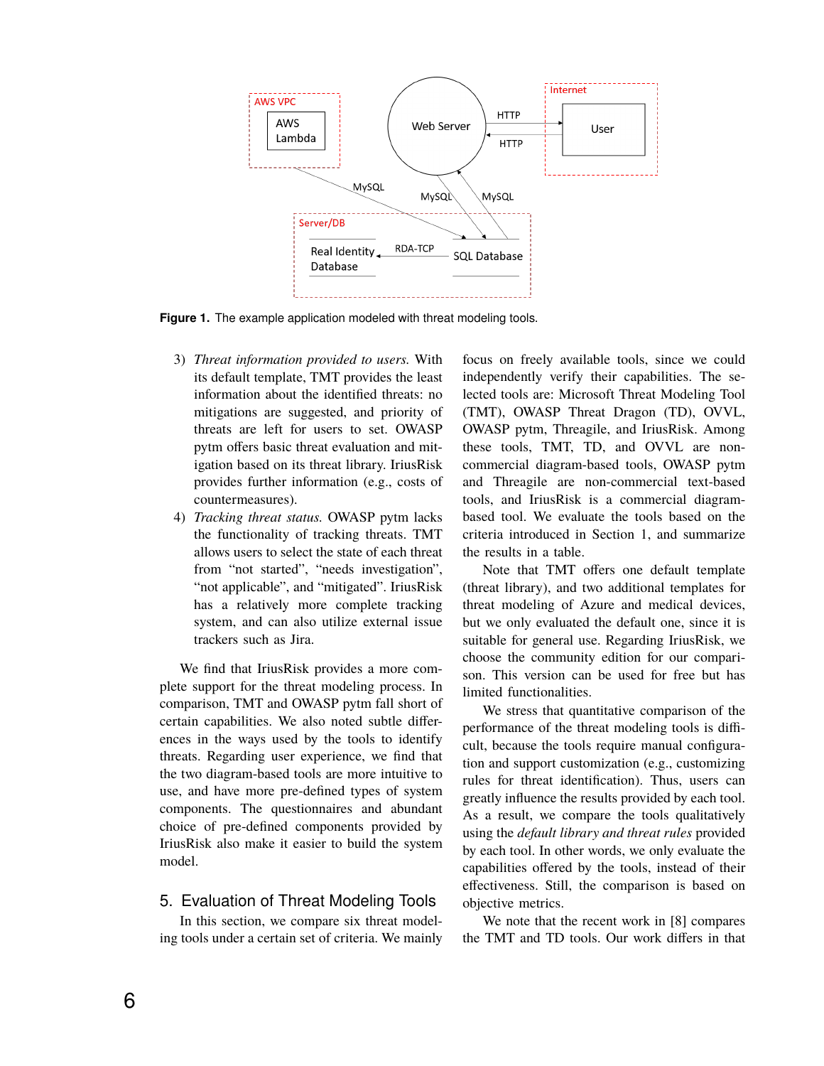Figure 1. The example application modeled with threat modeling tools.

3) *Threat information provided to users.* With its default template, TMT provides the least information about the identified threats: no mitigations are suggested, and priority of threats are left for users to set. OWASP pytm offers basic threat evaluation and mitigation based on its threat library. IriusRisk provides further information (e.g., costs of countermeasures).
4) *Tracking threat status.* OWASP pytm lacks the functionality of tracking threats. TMT allows users to select the state of each threat from “not started”, “needs investigation”, “not applicable”, and “mitigated”. IriusRisk has a relatively more complete tracking system, and can also utilize external issue trackers such as Jira.

We find that IriusRisk provides a more complete support for the threat modeling process. In comparison, TMT and OWASP pytm fall short of certain capabilities. We also noted subtle differences in the ways used by the tools to identify threats. Regarding user experience, we find that the two diagram-based tools are more intuitive to use, and have more pre-defined types of system components. The questionnaires and abundant choice of pre-defined components provided by IriusRisk also make it easier to build the system model.

## 5. Evaluation of Threat Modeling Tools

In this section, we compare six threat modeling tools under a certain set of criteria. We mainly focus on freely available tools, since we could independently verify their capabilities. The selected tools are: Microsoft Threat Modeling Tool (TMT), OWASP Threat Dragon (TD), OVVL, OWASP pytm, Threagile, and IriusRisk. Among these tools, TMT, TD, and OVVL are non-commercial diagram-based tools, OWASP pytm and Threagile are non-commercial text-based tools, and IriusRisk is a commercial diagram-based tool. We evaluate the tools based on the criteria introduced in Section 1, and summarize the results in a table.

Note that TMT offers one default template (threat library), and two additional templates for threat modeling of Azure and medical devices, but we only evaluated the default one, since it is suitable for general use. Regarding IriusRisk, we choose the community edition for our comparison. This version can be used for free but has limited functionalities.

We stress that quantitative comparison of the performance of the threat modeling tools is difficult, because the tools require manual configuration and support customization (e.g., customizing rules for threat identification). Thus, users can greatly influence the results provided by each tool. As a result, we compare the tools qualitatively using the *default library and threat rules* provided by each tool. In other words, we only evaluate the capabilities offered by the tools, instead of their effectiveness. Still, the comparison is based on objective metrics.

We note that the recent work in [8] compares the TMT and TD tools. Our work differs in that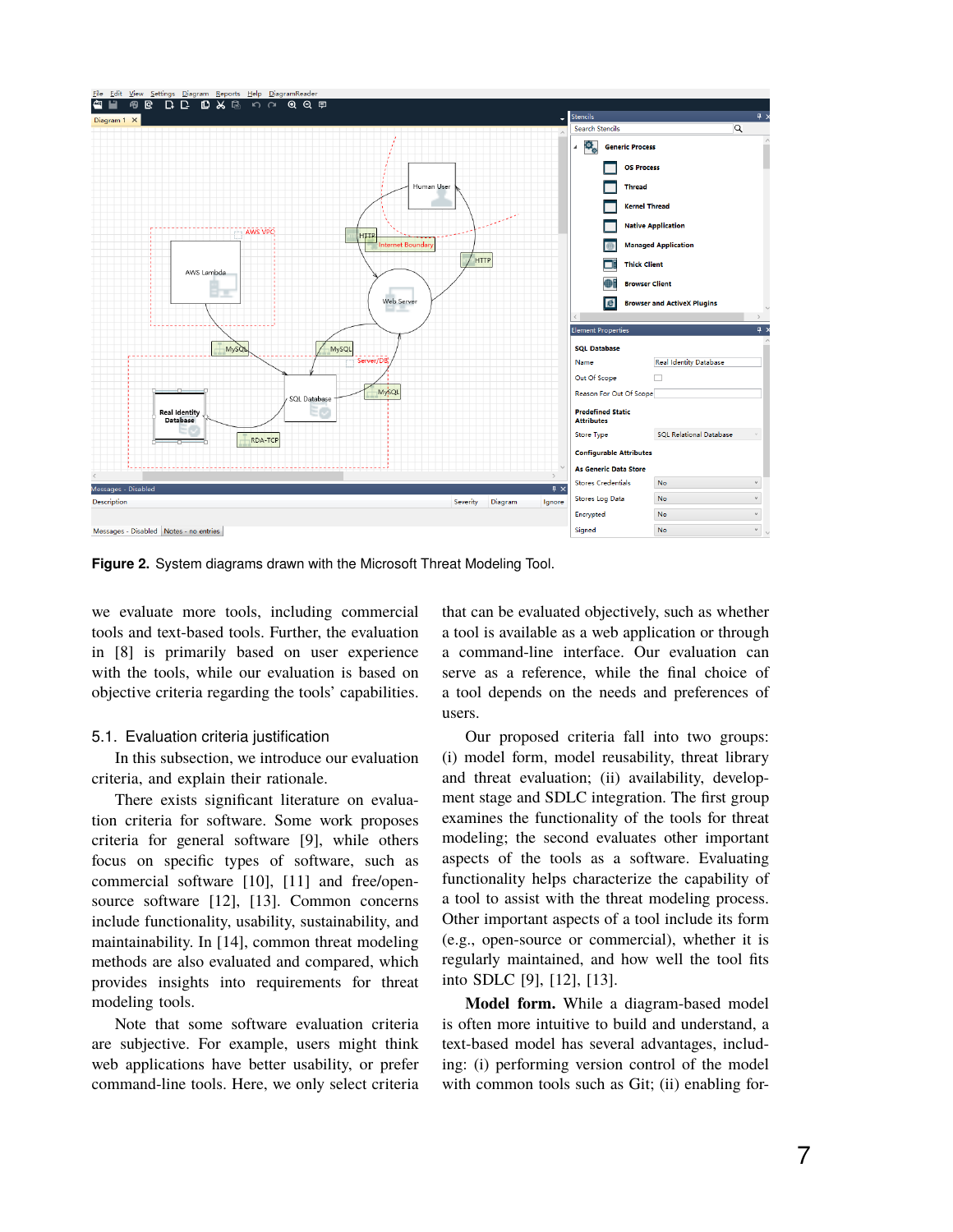Figure 2. System diagrams drawn with the Microsoft Threat Modeling Tool.

we evaluate more tools, including commercial tools and text-based tools. Further, the evaluation in [8] is primarily based on user experience with the tools, while our evaluation is based on objective criteria regarding the tools' capabilities.

## 5.1. Evaluation criteria justification

In this subsection, we introduce our evaluation criteria, and explain their rationale.

There exists significant literature on evaluation criteria for software. Some work proposes criteria for general software [9], while others focus on specific types of software, such as commercial software [10], [11] and free/open-source software [12], [13]. Common concerns include functionality, usability, sustainability, and maintainability. In [14], common threat modeling methods are also evaluated and compared, which provides insights into requirements for threat modeling tools.

Note that some software evaluation criteria are subjective. For example, users might think web applications have better usability, or prefer command-line tools. Here, we only select criteria that can be evaluated objectively, such as whether a tool is available as a web application or through a command-line interface. Our evaluation can serve as a reference, while the final choice of a tool depends on the needs and preferences of users.

Our proposed criteria fall into two groups: (i) model form, model reusability, threat library and threat evaluation; (ii) availability, development stage and SDLC integration. The first group examines the functionality of the tools for threat modeling; the second evaluates other important aspects of the tools as a software. Evaluating functionality helps characterize the capability of a tool to assist with the threat modeling process. Other important aspects of a tool include its form (e.g., open-source or commercial), whether it is regularly maintained, and how well the tool fits into SDLC [9], [12], [13].

**Model form.** While a diagram-based model is often more intuitive to build and understand, a text-based model has several advantages, including: (i) performing version control of the model with common tools such as Git; (ii) enabling for-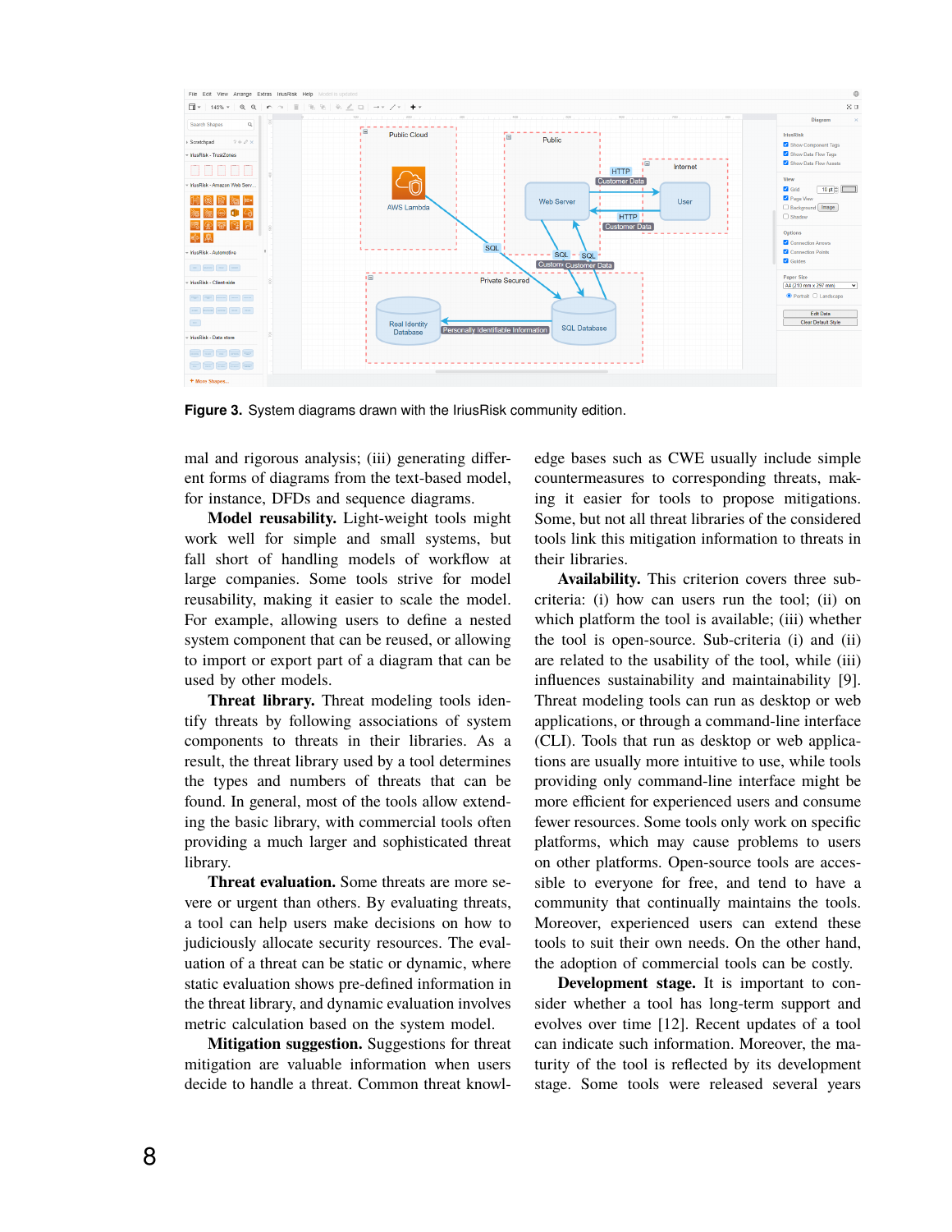Figure 3. System diagrams drawn with the IriusRisk community edition.

mal and rigorous analysis; (iii) generating different forms of diagrams from the text-based model, for instance, DFDs and sequence diagrams.

**Model reusability.** Light-weight tools might work well for simple and small systems, but fall short of handling models of workflow at large companies. Some tools strive for model reusability, making it easier to scale the model. For example, allowing users to define a nested system component that can be reused, or allowing to import or export part of a diagram that can be used by other models.

**Threat library.** Threat modeling tools identify threats by following associations of system components to threats in their libraries. As a result, the threat library used by a tool determines the types and numbers of threats that can be found. In general, most of the tools allow extending the basic library, with commercial tools often providing a much larger and sophisticated threat library.

**Threat evaluation.** Some threats are more severe or urgent than others. By evaluating threats, a tool can help users make decisions on how to judiciously allocate security resources. The evaluation of a threat can be static or dynamic, where static evaluation shows pre-defined information in the threat library, and dynamic evaluation involves metric calculation based on the system model.

**Mitigation suggestion.** Suggestions for threat mitigation are valuable information when users decide to handle a threat. Common threat knowledge bases such as CWE usually include simple countermeasures to corresponding threats, making it easier for tools to propose mitigations. Some, but not all threat libraries of the considered tools link this mitigation information to threats in their libraries.

**Availability.** This criterion covers three subcriteria: (i) how can users run the tool; (ii) on which platform the tool is available; (iii) whether the tool is open-source. Sub-criteria (i) and (ii) are related to the usability of the tool, while (iii) influences sustainability and maintainability [9]. Threat modeling tools can run as desktop or web applications, or through a command-line interface (CLI). Tools that run as desktop or web applications are usually more intuitive to use, while tools providing only command-line interface might be more efficient for experienced users and consume fewer resources. Some tools only work on specific platforms, which may cause problems to users on other platforms. Open-source tools are accessible to everyone for free, and tend to have a community that continually maintains the tools. Moreover, experienced users can extend these tools to suit their own needs. On the other hand, the adoption of commercial tools can be costly.

**Development stage.** It is important to consider whether a tool has long-term support and evolves over time [12]. Recent updates of a tool can indicate such information. Moreover, the maturity of the tool is reflected by its development stage. Some tools were released several years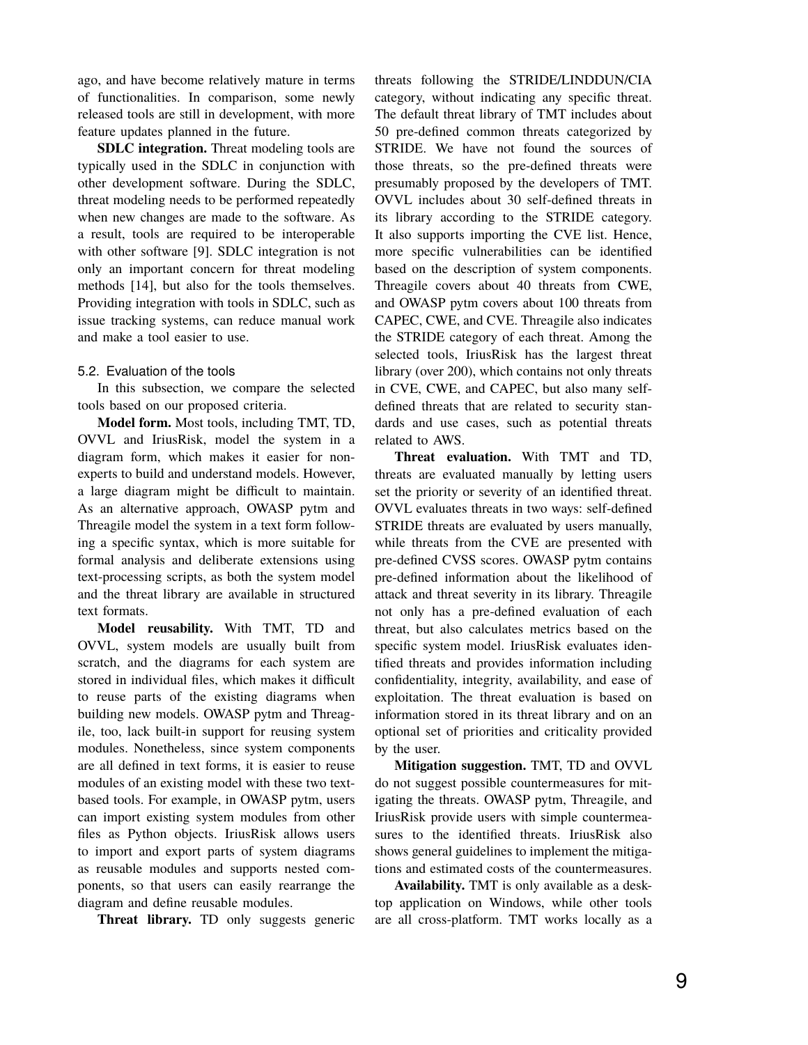ago, and have become relatively mature in terms of functionalities. In comparison, some newly released tools are still in development, with more feature updates planned in the future.

**SDLC integration.** Threat modeling tools are typically used in the SDLC in conjunction with other development software. During the SDLC, threat modeling needs to be performed repeatedly when new changes are made to the software. As a result, tools are required to be interoperable with other software [9]. SDLC integration is not only an important concern for threat modeling methods [14], but also for the tools themselves. Providing integration with tools in SDLC, such as issue tracking systems, can reduce manual work and make a tool easier to use.

### 5.2. Evaluation of the tools

In this subsection, we compare the selected tools based on our proposed criteria.

**Model form.** Most tools, including TMT, TD, OVVL and IriusRisk, model the system in a diagram form, which makes it easier for non-experts to build and understand models. However, a large diagram might be difficult to maintain. As an alternative approach, OWASP pytm and Threagile model the system in a text form following a specific syntax, which is more suitable for formal analysis and deliberate extensions using text-processing scripts, as both the system model and the threat library are available in structured text formats.

**Model reusability.** With TMT, TD and OVVL, system models are usually built from scratch, and the diagrams for each system are stored in individual files, which makes it difficult to reuse parts of the existing diagrams when building new models. OWASP pytm and Threagile, too, lack built-in support for reusing system modules. Nonetheless, since system components are all defined in text forms, it is easier to reuse modules of an existing model with these two text-based tools. For example, in OWASP pytm, users can import existing system modules from other files as Python objects. IriusRisk allows users to import and export parts of system diagrams as reusable modules and supports nested components, so that users can easily rearrange the diagram and define reusable modules.

**Threat library.** TD only suggests generic threats following the STRIDE/LINDDUN/CIA category, without indicating any specific threat. The default threat library of TMT includes about 50 pre-defined common threats categorized by STRIDE. We have not found the sources of those threats, so the pre-defined threats were presumably proposed by the developers of TMT. OVVL includes about 30 self-defined threats in its library according to the STRIDE category. It also supports importing the CVE list. Hence, more specific vulnerabilities can be identified based on the description of system components. Threagile covers about 40 threats from CWE, and OWASP pytm covers about 100 threats from CAPEC, CWE, and CVE. Threagile also indicates the STRIDE category of each threat. Among the selected tools, IriusRisk has the largest threat library (over 200), which contains not only threats in CVE, CWE, and CAPEC, but also many self-defined threats that are related to security standards and use cases, such as potential threats related to AWS.

**Threat evaluation.** With TMT and TD, threats are evaluated manually by letting users set the priority or severity of an identified threat. OVVL evaluates threats in two ways: self-defined STRIDE threats are evaluated by users manually, while threats from the CVE are presented with pre-defined CVSS scores. OWASP pytm contains pre-defined information about the likelihood of attack and threat severity in its library. Threagile not only has a pre-defined evaluation of each threat, but also calculates metrics based on the specific system model. IriusRisk evaluates identified threats and provides information including confidentiality, integrity, availability, and ease of exploitation. The threat evaluation is based on information stored in its threat library and on an optional set of priorities and criticality provided by the user.

**Mitigation suggestion.** TMT, TD and OVVL do not suggest possible countermeasures for mitigating the threats. OWASP pytm, Threagile, and IriusRisk provide users with simple countermeasures to the identified threats. IriusRisk also shows general guidelines to implement the mitigations and estimated costs of the countermeasures.

**Availability.** TMT is only available as a desktop application on Windows, while other tools are all cross-platform. TMT works locally as a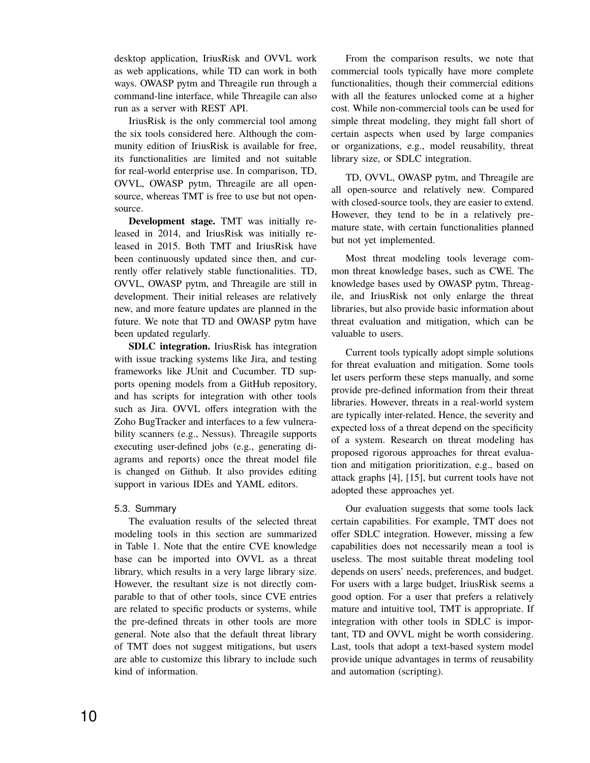desktop application, IriusRisk and OVVL work as web applications, while TD can work in both ways. OWASP pytm and Threagile run through a command-line interface, while Threagile can also run as a server with REST API.

IriusRisk is the only commercial tool among the six tools considered here. Although the community edition of IriusRisk is available for free, its functionalities are limited and not suitable for real-world enterprise use. In comparison, TD, OVVL, OWASP pytm, Threagile are all open-source, whereas TMT is free to use but not open-source.

**Development stage.** TMT was initially released in 2014, and IriusRisk was initially released in 2015. Both TMT and IriusRisk have been continuously updated since then, and currently offer relatively stable functionalities. TD, OVVL, OWASP pytm, and Threagile are still in development. Their initial releases are relatively new, and more feature updates are planned in the future. We note that TD and OWASP pytm have been updated regularly.

**SDLC integration.** IriusRisk has integration with issue tracking systems like Jira, and testing frameworks like JUnit and Cucumber. TD supports opening models from a GitHub repository, and has scripts for integration with other tools such as Jira. OVVL offers integration with the Zoho BugTracker and interfaces to a few vulnerability scanners (e.g., Nessus). Threagile supports executing user-defined jobs (e.g., generating diagrams and reports) once the threat model file is changed on Github. It also provides editing support in various IDEs and YAML editors.

### 5.3. Summary

The evaluation results of the selected threat modeling tools in this section are summarized in Table 1. Note that the entire CVE knowledge base can be imported into OVVL as a threat library, which results in a very large library size. However, the resultant size is not directly comparable to that of other tools, since CVE entries are related to specific products or systems, while the pre-defined threats in other tools are more general. Note also that the default threat library of TMT does not suggest mitigations, but users are able to customize this library to include such kind of information.

From the comparison results, we note that commercial tools typically have more complete functionalities, though their commercial editions with all the features unlocked come at a higher cost. While non-commercial tools can be used for simple threat modeling, they might fall short of certain aspects when used by large companies or organizations, e.g., model reusability, threat library size, or SDLC integration.

TD, OVVL, OWASP pytm, and Threagile are all open-source and relatively new. Compared with closed-source tools, they are easier to extend. However, they tend to be in a relatively premature state, with certain functionalities planned but not yet implemented.

Most threat modeling tools leverage common threat knowledge bases, such as CWE. The knowledge bases used by OWASP pytm, Threagile, and IriusRisk not only enlarge the threat libraries, but also provide basic information about threat evaluation and mitigation, which can be valuable to users.

Current tools typically adopt simple solutions for threat evaluation and mitigation. Some tools let users perform these steps manually, and some provide pre-defined information from their threat libraries. However, threats in a real-world system are typically inter-related. Hence, the severity and expected loss of a threat depend on the specificity of a system. Research on threat modeling has proposed rigorous approaches for threat evaluation and mitigation prioritization, e.g., based on attack graphs [4], [15], but current tools have not adopted these approaches yet.

Our evaluation suggests that some tools lack certain capabilities. For example, TMT does not offer SDLC integration. However, missing a few capabilities does not necessarily mean a tool is useless. The most suitable threat modeling tool depends on users' needs, preferences, and budget. For users with a large budget, IriusRisk seems a good option. For a user that prefers a relatively mature and intuitive tool, TMT is appropriate. If integration with other tools in SDLC is important, TD and OVVL might be worth considering. Last, tools that adopt a text-based system model provide unique advantages in terms of reusability and automation (scripting).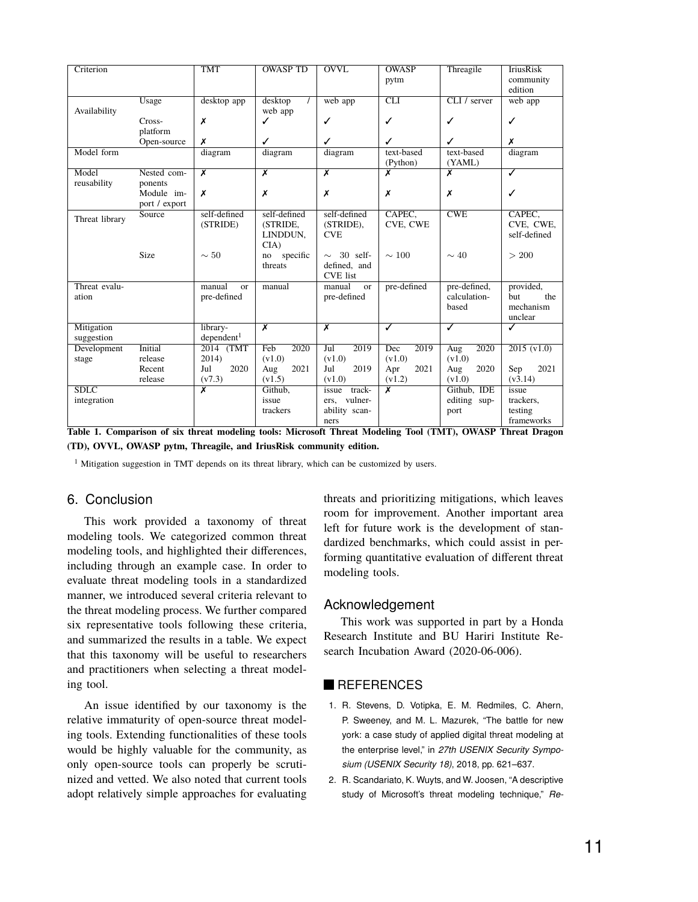| Criterion | | TMT | OWASP TD | OVVL | OWASP pytm | Threagile | IriusRisk community edition |
|---|---|---|---|---|---|---|---|
| Availability | Usage | desktop app | desktop / web app | web app | CLI | CLI / server | web app |
| | Cross-platform | ✗ | ✓ | ✓ | ✓ | ✓ | ✓ |
| | Open-source | ✗ | ✓ | ✓ | ✓ | ✓ | ✗ |
| Model form | | diagram | diagram | diagram | text-based (Python) | text-based (YAML) | diagram |
| Model reusability | Nested components | ✗ | ✗ | ✗ | ✗ | ✗ | ✓ |
| | Module import / export | ✗ | ✗ | ✗ | ✗ | ✗ | ✓ |
| Threat library | Source | self-defined (STRIDE) | self-defined (STRIDE, LINDDUN, CIA) | self-defined (STRIDE), CVE | CAPEC, CVE, CWE | CWE | CAPEC, CVE, CWE, self-defined |
| | Size | $\sim 50$ | no specific threats | $\sim$ 30 self-defined, and CVE list | $\sim 100$ | $\sim 40$ | $> 200$ |
| Threat evaluation | | manual or pre-defined | manual | manual or pre-defined | pre-defined | pre-defined, calculation-based | provided, but the mechanism unclear |
| Mitigation suggestion | | library-dependent[1] | ✗ | ✗ | ✓ | ✓ | ✓ |
| Development stage | Initial release | 2014 (TMT 2014) | Feb 2020 (v1.0) | Jul 2019 (v1.0) | Dec 2019 (v1.0) | Aug 2020 (v1.0) | 2015 (v1.0) |
| | Recent release | Jul 2020 (v7.3) | Aug 2021 (v1.5) | Jul 2019 (v1.0) | Apr 2021 (v1.2) | Aug 2020 (v1.0) | Sep 2021 (v3.14) |
| SDLC integration | | ✗ | Github, issue trackers | issue trackers, vulnerability scanners | ✗ | Github, IDE editing support | issue trackers, testing frameworks |

**Table 1. Comparison of six threat modeling tools: Microsoft Threat Modeling Tool (TMT), OWASP Threat Dragon (TD), OVVL, OWASP pytm, Threagile, and IriusRisk community edition.**

[1] Mitigation suggestion in TMT depends on its threat library, which can be customized by users.

## 6. Conclusion

This work provided a taxonomy of threat modeling tools. We categorized common threat modeling tools, and highlighted their differences, including through an example case. In order to evaluate threat modeling tools in a standardized manner, we introduced several criteria relevant to the threat modeling process. We further compared six representative tools following these criteria, and summarized the results in a table. We expect that this taxonomy will be useful to researchers and practitioners when selecting a threat modeling tool.

An issue identified by our taxonomy is the relative immaturity of open-source threat modeling tools. Extending functionalities of these tools would be highly valuable for the community, as only open-source tools can properly be scrutinized and vetted. We also noted that current tools adopt relatively simple approaches for evaluating threats and prioritizing mitigations, which leaves room for improvement. Another important area left for future work is the development of standardized benchmarks, which could assist in performing quantitative evaluation of different threat modeling tools.

## Acknowledgement

This work was supported in part by a Honda Research Institute and BU Hariri Institute Research Incubation Award (2020-06-006).

## REFERENCES

1. R. Stevens, D. Votipka, E. M. Redmiles, C. Ahern, P. Sweeney, and M. L. Mazurek, "The battle for new york: a case study of applied digital threat modeling at the enterprise level," in *27th USENIX Security Symposium (USENIX Security 18)*, 2018, pp. 621–637.
2. R. Scandariato, K. Wuyts, and W. Joosen, "A descriptive study of Microsoft's threat modeling technique," *Re-*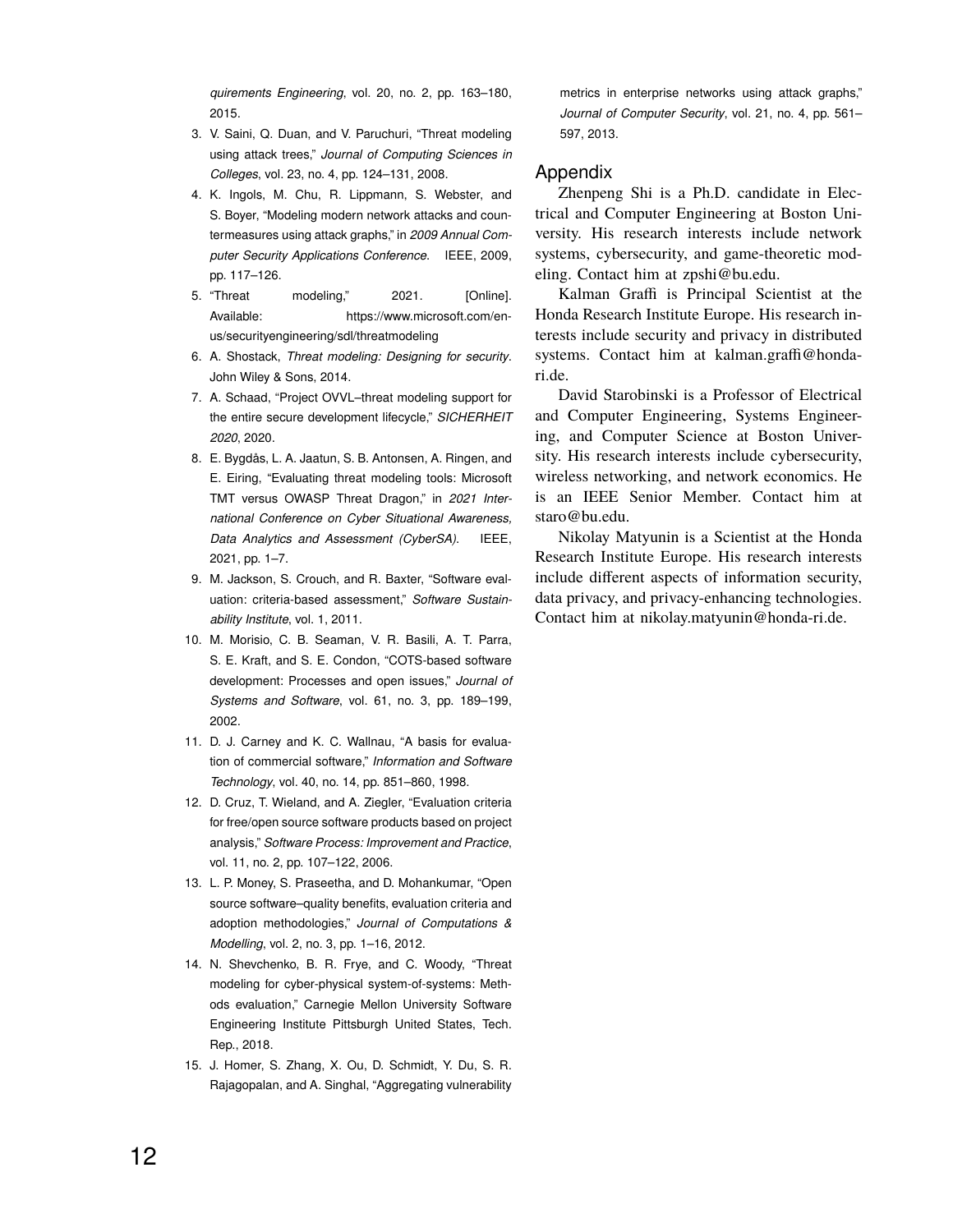quirements Engineering*, vol. 20, no. 2, pp. 163–180, 2015.

3. V. Saini, Q. Duan, and V. Paruchuri, "Threat modeling using attack trees," *Journal of Computing Sciences in Colleges*, vol. 23, no. 4, pp. 124–131, 2008.
4. K. Ingols, M. Chu, R. Lippmann, S. Webster, and S. Boyer, "Modeling modern network attacks and countermeasures using attack graphs," in *2009 Annual Computer Security Applications Conference*. IEEE, 2009, pp. 117–126.
5. "Threat modeling," 2021. [Online]. Available: https://www.microsoft.com/en-us/securityengineering/sdl/threatmodeling
6. A. Shostack, *Threat modeling: Designing for security*. John Wiley & Sons, 2014.
7. A. Schaad, "Project OVVL–threat modeling support for the entire secure development lifecycle," *SICHERHEIT 2020*, 2020.
8. E. Bygdås, L. A. Jaatun, S. B. Antonsen, A. Ringen, and E. Eiring, "Evaluating threat modeling tools: Microsoft TMT versus OWASP Threat Dragon," in *2021 International Conference on Cyber Situational Awareness, Data Analytics and Assessment (CyberSA)*. IEEE, 2021, pp. 1–7.
9. M. Jackson, S. Crouch, and R. Baxter, "Software evaluation: criteria-based assessment," *Software Sustainability Institute*, vol. 1, 2011.
10. M. Morisio, C. B. Seaman, V. R. Basili, A. T. Parra, S. E. Kraft, and S. E. Condon, "COTS-based software development: Processes and open issues," *Journal of Systems and Software*, vol. 61, no. 3, pp. 189–199, 2002.
11. D. J. Carney and K. C. Wallnau, "A basis for evaluation of commercial software," *Information and Software Technology*, vol. 40, no. 14, pp. 851–860, 1998.
12. D. Cruz, T. Wieland, and A. Ziegler, "Evaluation criteria for free/open source software products based on project analysis," *Software Process: Improvement and Practice*, vol. 11, no. 2, pp. 107–122, 2006.
13. L. P. Money, S. Praseetha, and D. Mohankumar, "Open source software–quality benefits, evaluation criteria and adoption methodologies," *Journal of Computations & Modelling*, vol. 2, no. 3, pp. 1–16, 2012.
14. N. Shevchenko, B. R. Frye, and C. Woody, "Threat modeling for cyber-physical system-of-systems: Methods evaluation," Carnegie Mellon University Software Engineering Institute Pittsburgh United States, Tech. Rep., 2018.
15. J. Homer, S. Zhang, X. Ou, D. Schmidt, Y. Du, S. R. Rajagopalan, and A. Singhal, "Aggregating vulnerability metrics in enterprise networks using attack graphs," *Journal of Computer Security*, vol. 21, no. 4, pp. 561–597, 2013.

## Appendix

Zhenpeng Shi is a Ph.D. candidate in Electrical and Computer Engineering at Boston University. His research interests include network systems, cybersecurity, and game-theoretic modeling. Contact him at zpshi@bu.edu.

Kalman Graffi is Principal Scientist at the Honda Research Institute Europe. His research interests include security and privacy in distributed systems. Contact him at kalman.graffi@honda-ri.de.

David Starobinski is a Professor of Electrical and Computer Engineering, Systems Engineering, and Computer Science at Boston University. His research interests include cybersecurity, wireless networking, and network economics. He is an IEEE Senior Member. Contact him at staro@bu.edu.

Nikolay Matyunin is a Scientist at the Honda Research Institute Europe. His research interests include different aspects of information security, data privacy, and privacy-enhancing technologies. Contact him at nikolay.matyunin@honda-ri.de.